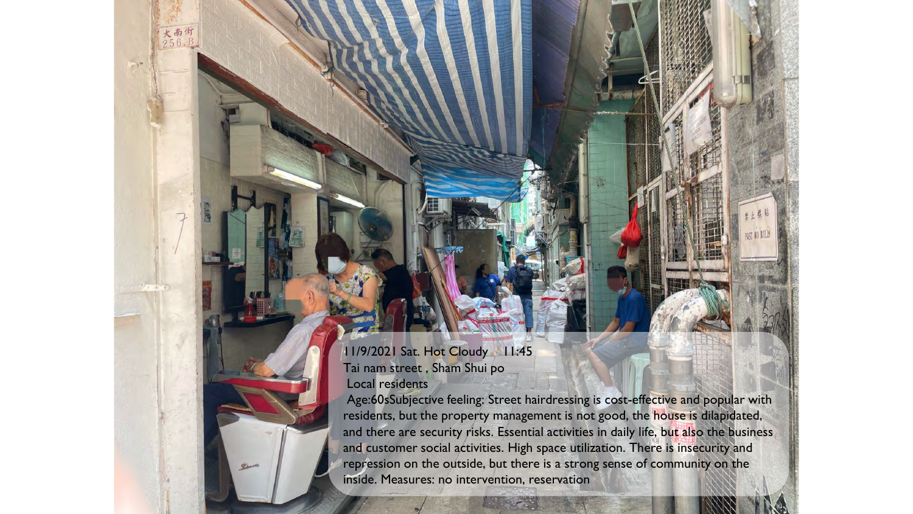11/9/2021 Sat. Hot Cloudy 11:45
Tai nam street , Sham Shui po
Local residents
Age:60sSubjective feeling: Street hairdressing is cost-effective and popular with residents, but the property management is not good, the house is dilapidated, and there are security risks. Essential activities in daily life, but also the business and customer social activities. High space utilization. There is insecurity and repression on the outside, but there is a strong sense of community on the inside. Measures: no intervention, reservation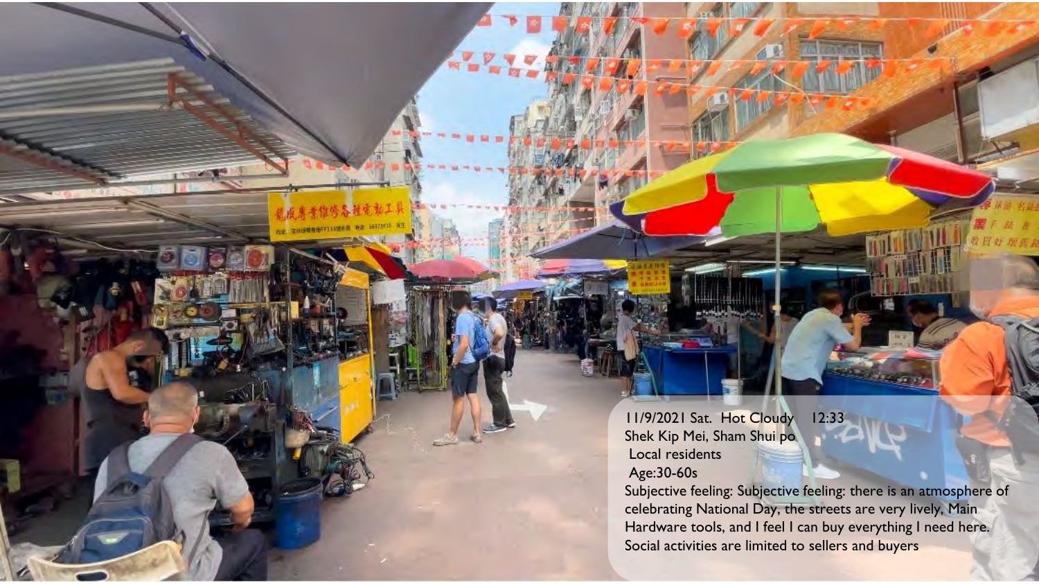11/9/2021 Sat. Hot Cloudy 12:33
Shek Kip Mei, Sham Shui po
Local residents
Age:30-60s
Subjective feeling: Subjective feeling: there is an atmosphere of celebrating National Day, the streets are very lively, Main Hardware tools, and I feel I can buy everything I need here. Social activities are limited to sellers and buyers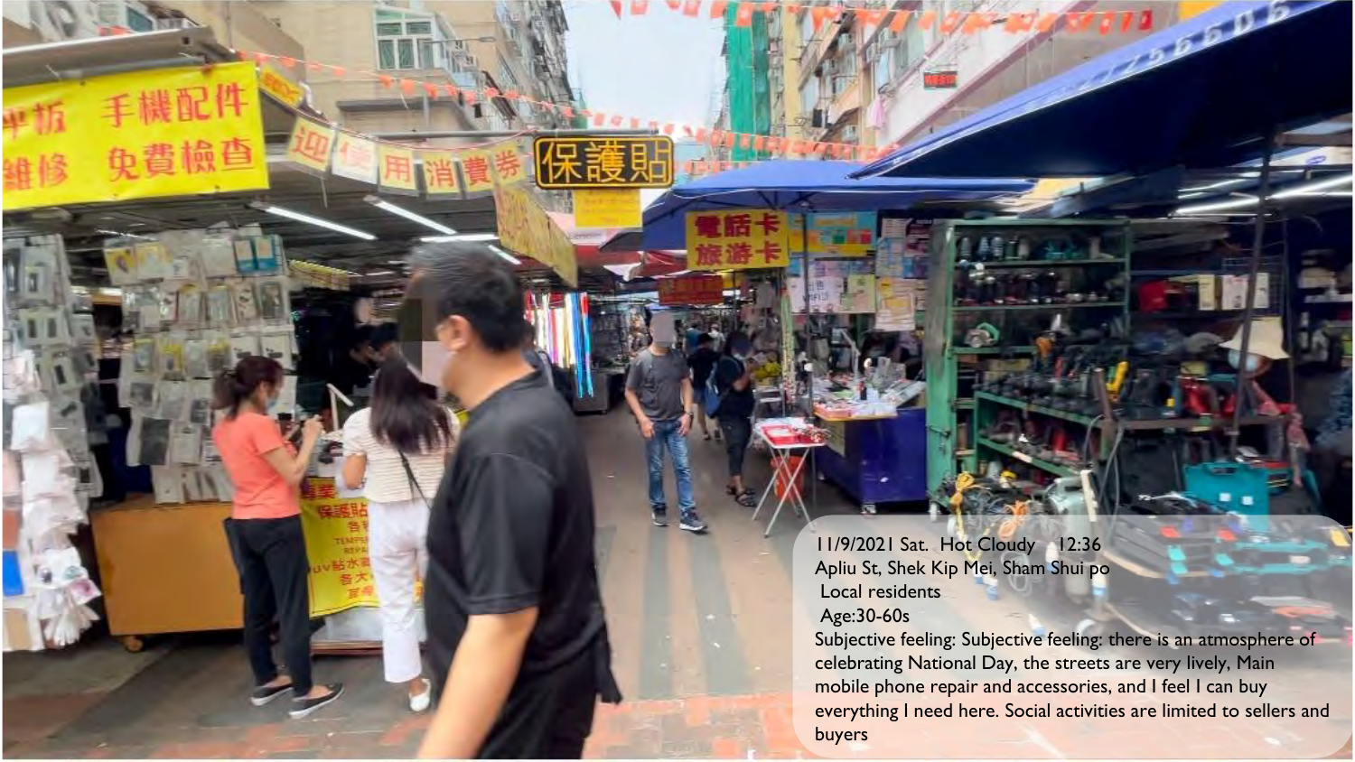11/9/2021 Sat. Hot Cloudy 12:36
Apliu St, Shek Kip Mei, Sham Shui po
Local residents
Age:30-60s
Subjective feeling: Subjective feeling: there is an atmosphere of celebrating National Day, the streets are very lively, Main mobile phone repair and accessories, and I feel I can buy everything I need here. Social activities are limited to sellers and buyers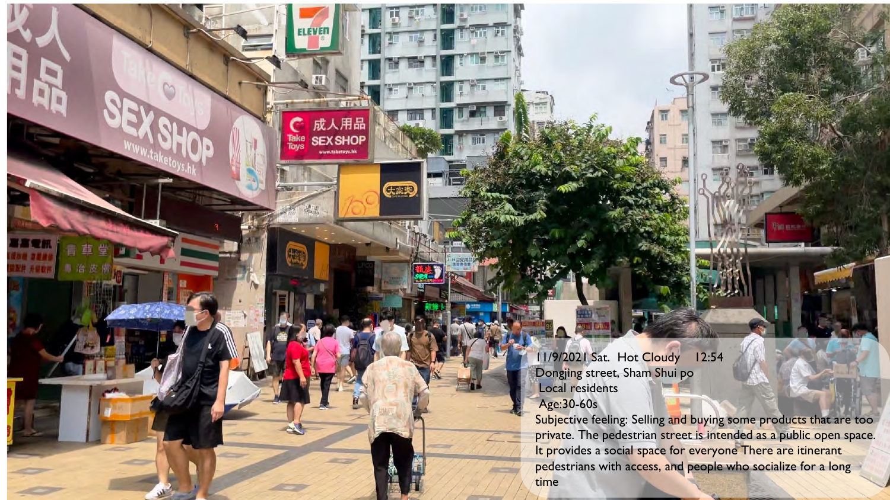11/9/2021 Sat. Hot Cloudy 12:54

Dongjing street, Sham Shui po

Local residents

Age:30-60s

Subjective feeling: Selling and buying some products that are too private. The pedestrian street is intended as a public open space. It provides a social space for everyone There are itinerant pedestrians with access, and people who socialize for a long time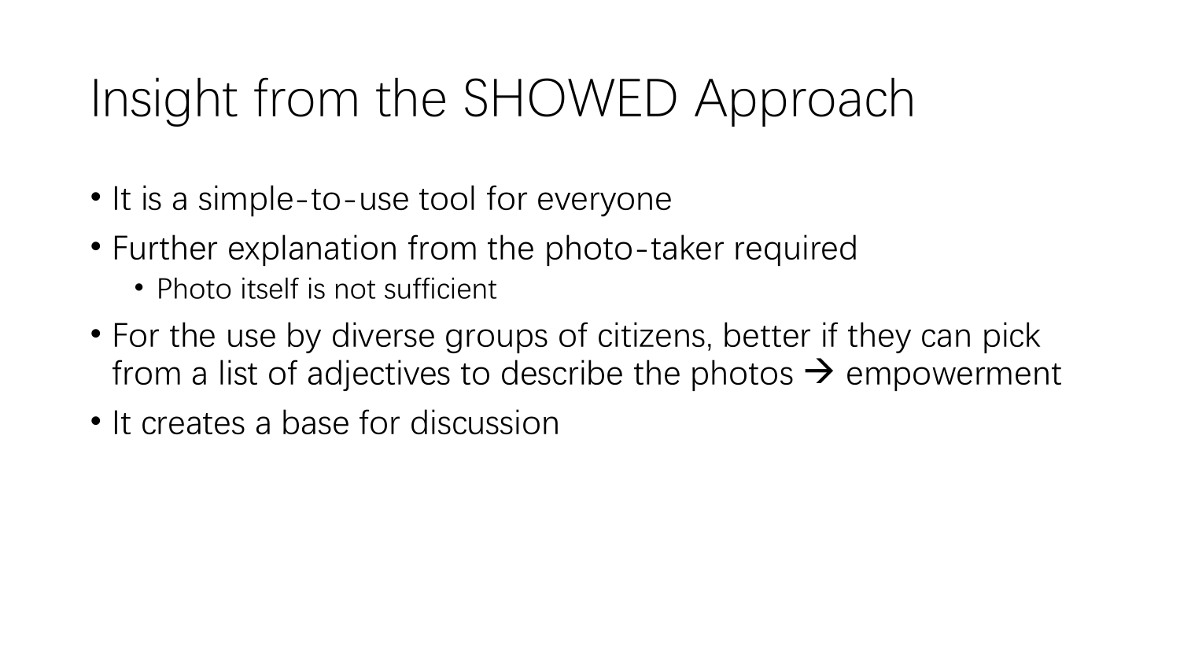# Insight from the SHOWED Approach

- It is a simple-to-use tool for everyone
- Further explanation from the photo-taker required
  - Photo itself is not sufficient
- For the use by diverse groups of citizens, better if they can pick from a list of adjectives to describe the photos → empowerment
- It creates a base for discussion